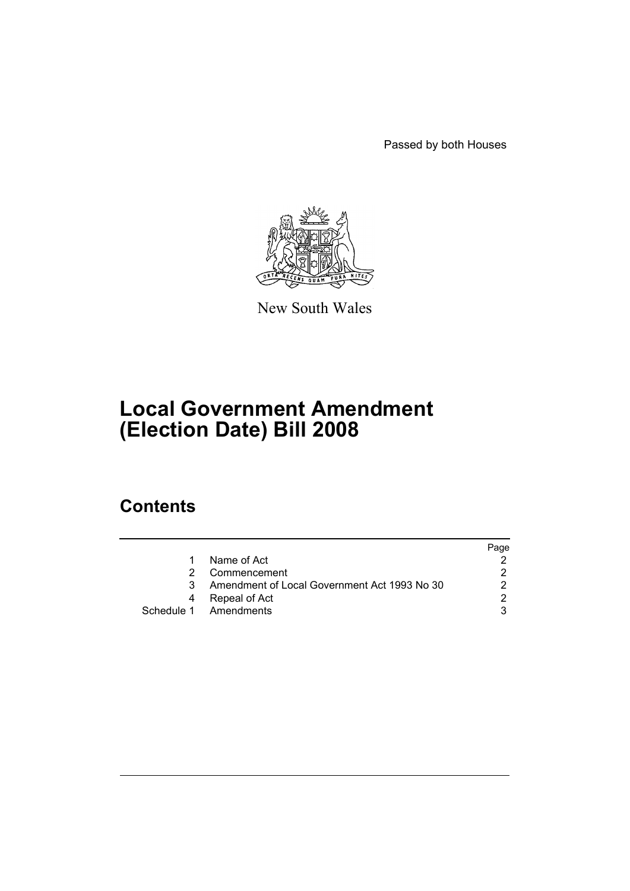Passed by both Houses

New South Wales

# Local Government Amendment (Election Date) Bill 2008

## Contents

| | | Page |
|---|---|---|
| 1 | Name of Act | 2 |
| 2 | Commencement | 2 |
| 3 | Amendment of Local Government Act 1993 No 30 | 2 |
| 4 | Repeal of Act | 2 |
| Schedule 1 | Amendments | 3 |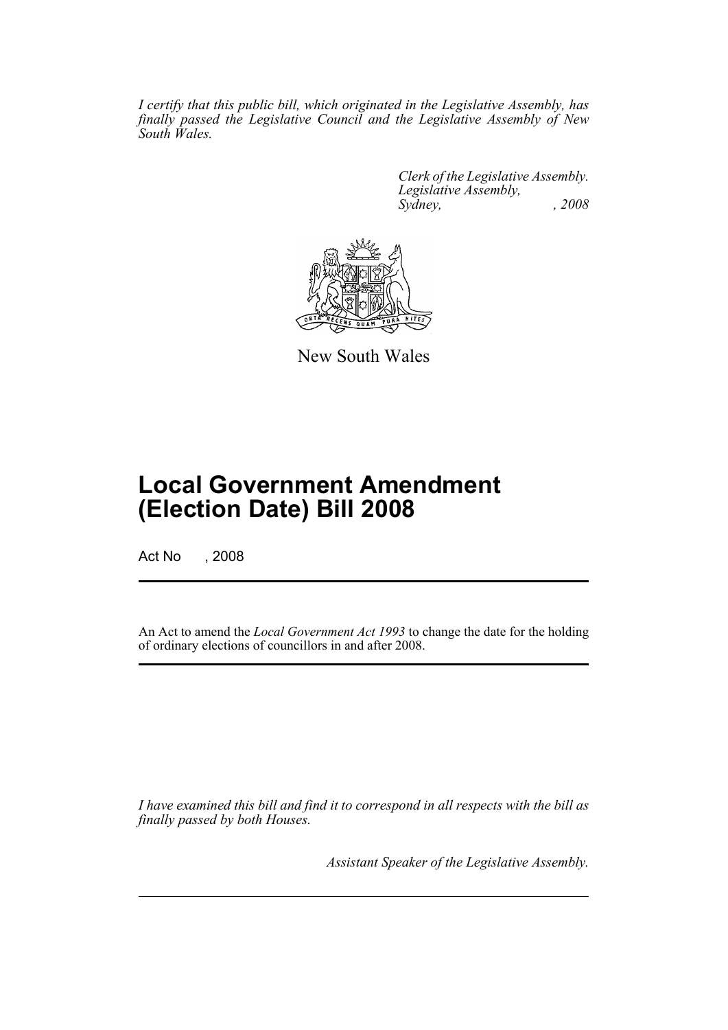*I certify that this public bill, which originated in the Legislative Assembly, has finally passed the Legislative Council and the Legislative Assembly of New South Wales.*

*Clerk of the Legislative Assembly.*
*Legislative Assembly,*
*Sydney, , 2008*

New South Wales

# Local Government Amendment (Election Date) Bill 2008

Act No , 2008

An Act to amend the *Local Government Act 1993* to change the date for the holding of ordinary elections of councillors in and after 2008.

*I have examined this bill and find it to correspond in all respects with the bill as finally passed by both Houses.*

*Assistant Speaker of the Legislative Assembly.*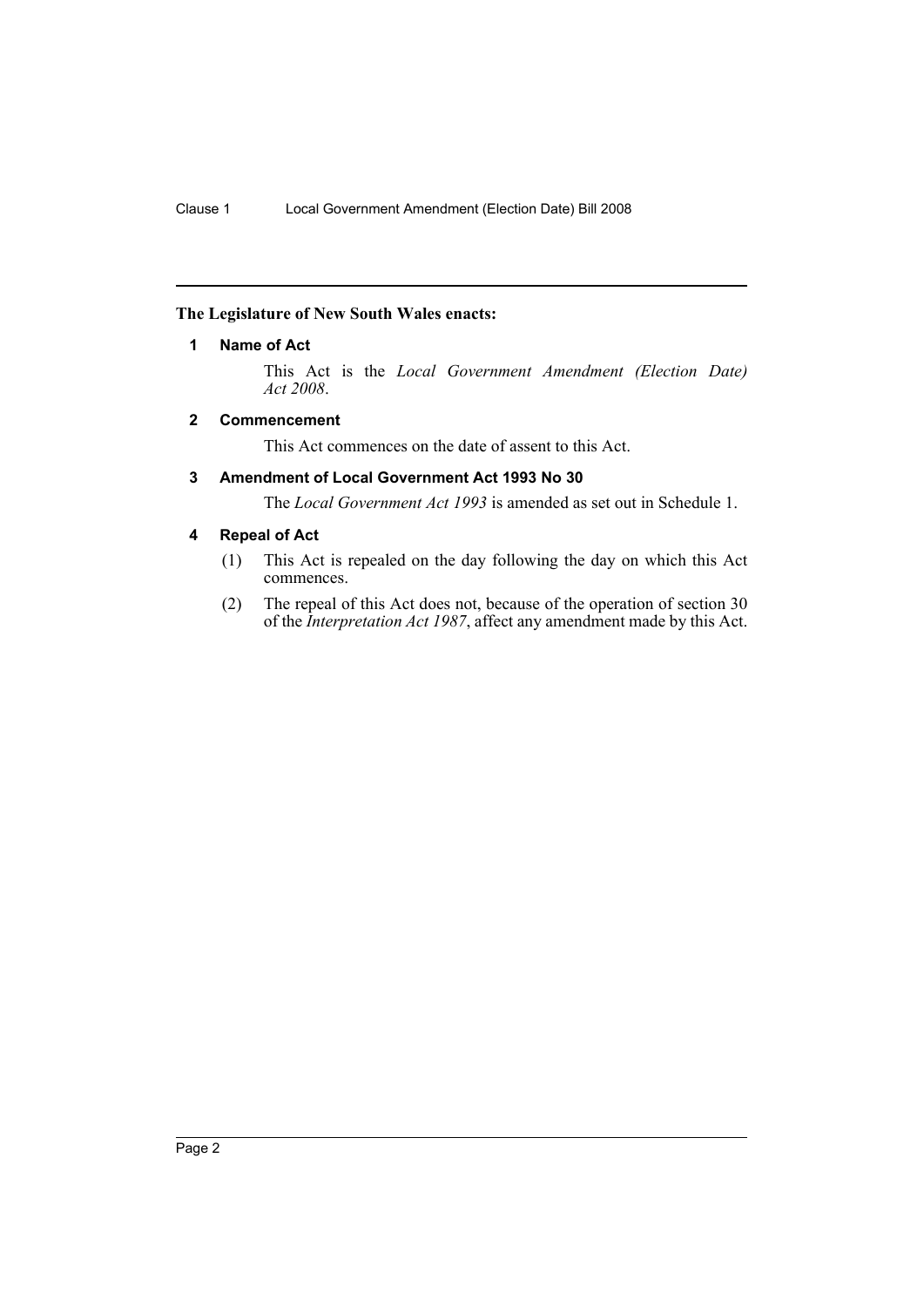**The Legislature of New South Wales enacts:**

## 1 Name of Act

This Act is the *Local Government Amendment (Election Date) Act 2008*.

## 2 Commencement

This Act commences on the date of assent to this Act.

## 3 Amendment of Local Government Act 1993 No 30

The *Local Government Act 1993* is amended as set out in Schedule 1.

## 4 Repeal of Act

(1) This Act is repealed on the day following the day on which this Act commences.

(2) The repeal of this Act does not, because of the operation of section 30 of the *Interpretation Act 1987*, affect any amendment made by this Act.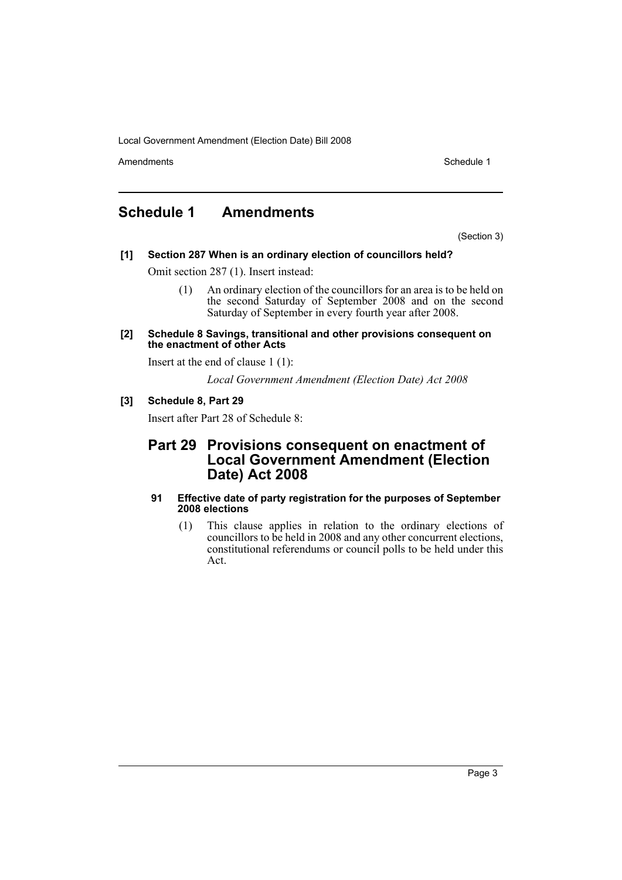## Schedule 1 Amendments

(Section 3)

**[1] Section 287 When is an ordinary election of councillors held?**

Omit section 287 (1). Insert instead:

(1) An ordinary election of the councillors for an area is to be held on the second Saturday of September 2008 and on the second Saturday of September in every fourth year after 2008.

**[2] Schedule 8 Savings, transitional and other provisions consequent on the enactment of other Acts**

Insert at the end of clause 1 (1):

*Local Government Amendment (Election Date) Act 2008*

**[3] Schedule 8, Part 29**

Insert after Part 28 of Schedule 8:

### Part 29 Provisions consequent on enactment of Local Government Amendment (Election Date) Act 2008

**91 Effective date of party registration for the purposes of September 2008 elections**

(1) This clause applies in relation to the ordinary elections of councillors to be held in 2008 and any other concurrent elections, constitutional referendums or council polls to be held under this Act.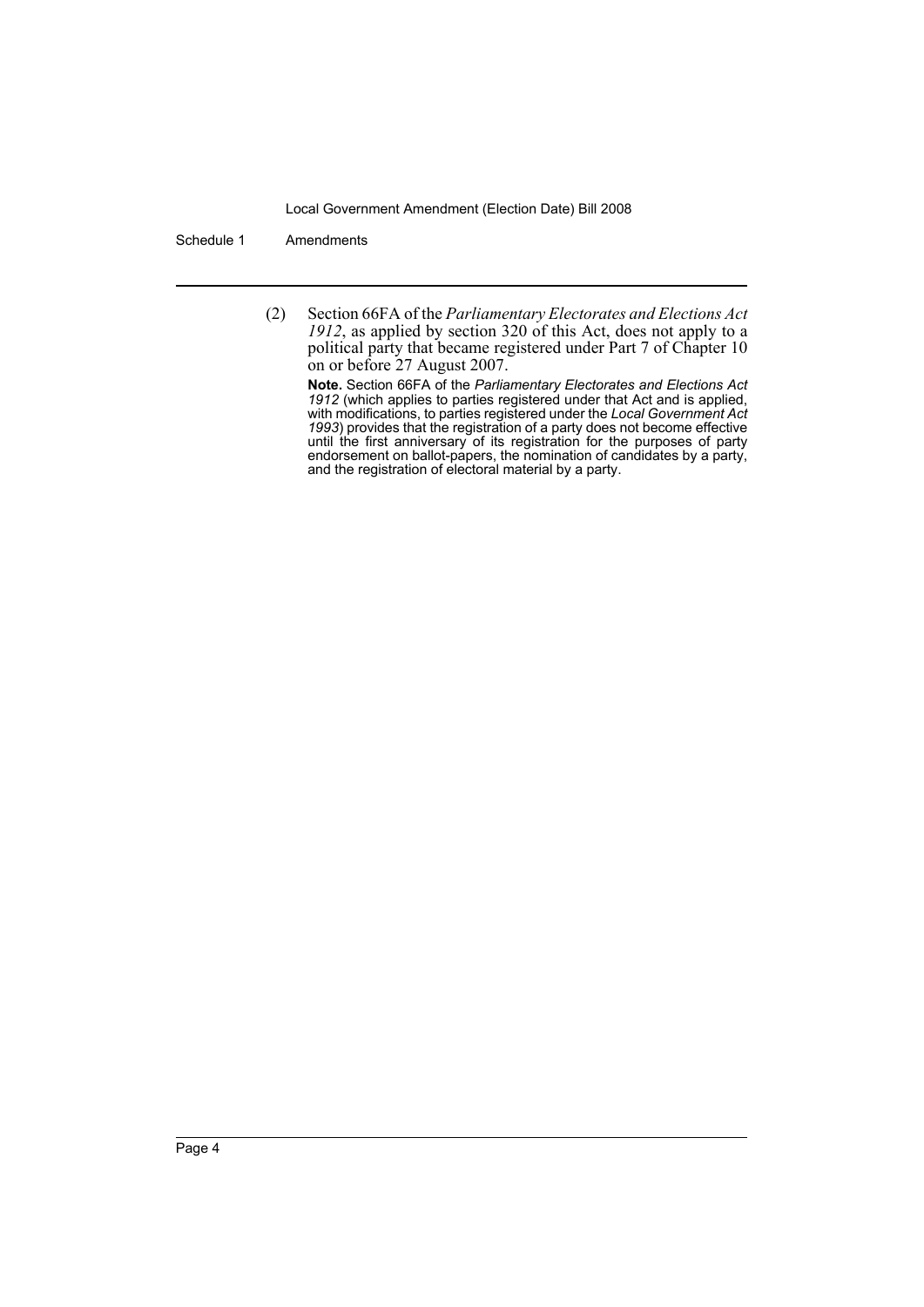(2) Section 66FA of the *Parliamentary Electorates and Elections Act 1912*, as applied by section 320 of this Act, does not apply to a political party that became registered under Part 7 of Chapter 10 on or before 27 August 2007.

**Note.** Section 66FA of the *Parliamentary Electorates and Elections Act 1912* (which applies to parties registered under that Act and is applied, with modifications, to parties registered under the *Local Government Act 1993*) provides that the registration of a party does not become effective until the first anniversary of its registration for the purposes of party endorsement on ballot-papers, the nomination of candidates by a party, and the registration of electoral material by a party.